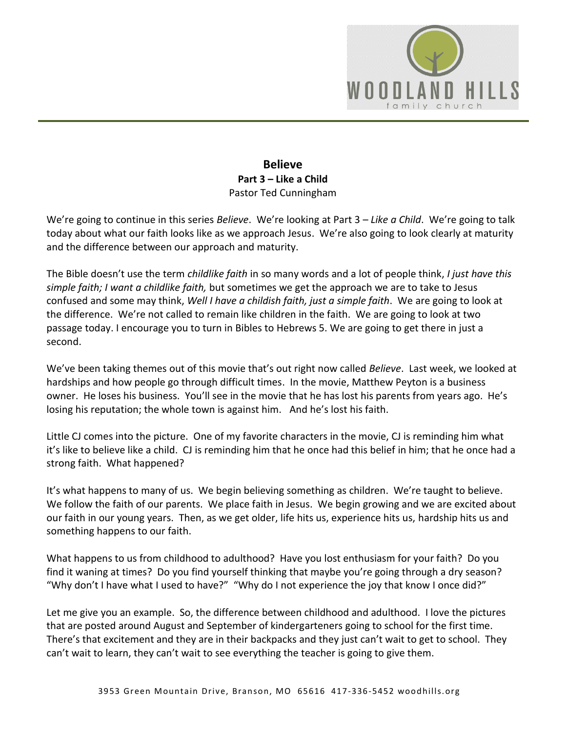# Believe

## Part 3 – Like a Child

Pastor Ted Cunningham

We're going to continue in this series *Believe*. We're looking at Part 3 – *Like a Child*. We're going to talk today about what our faith looks like as we approach Jesus. We're also going to look clearly at maturity and the difference between our approach and maturity.

The Bible doesn't use the term *childlike faith* in so many words and a lot of people think, *I just have this simple faith; I want a childlike faith,* but sometimes we get the approach we are to take to Jesus confused and some may think, *Well I have a childish faith, just a simple faith*. We are going to look at the difference. We're not called to remain like children in the faith. We are going to look at two passage today. I encourage you to turn in Bibles to Hebrews 5. We are going to get there in just a second.

We've been taking themes out of this movie that's out right now called *Believe*. Last week, we looked at hardships and how people go through difficult times. In the movie, Matthew Peyton is a business owner. He loses his business. You'll see in the movie that he has lost his parents from years ago. He's losing his reputation; the whole town is against him. And he's lost his faith.

Little CJ comes into the picture. One of my favorite characters in the movie, CJ is reminding him what it's like to believe like a child. CJ is reminding him that he once had this belief in him; that he once had a strong faith. What happened?

It's what happens to many of us. We begin believing something as children. We're taught to believe. We follow the faith of our parents. We place faith in Jesus. We begin growing and we are excited about our faith in our young years. Then, as we get older, life hits us, experience hits us, hardship hits us and something happens to our faith.

What happens to us from childhood to adulthood? Have you lost enthusiasm for your faith? Do you find it waning at times? Do you find yourself thinking that maybe you're going through a dry season? "Why don't I have what I used to have?" "Why do I not experience the joy that know I once did?"

Let me give you an example. So, the difference between childhood and adulthood. I love the pictures that are posted around August and September of kindergarteners going to school for the first time. There's that excitement and they are in their backpacks and they just can't wait to get to school. They can't wait to learn, they can't wait to see everything the teacher is going to give them.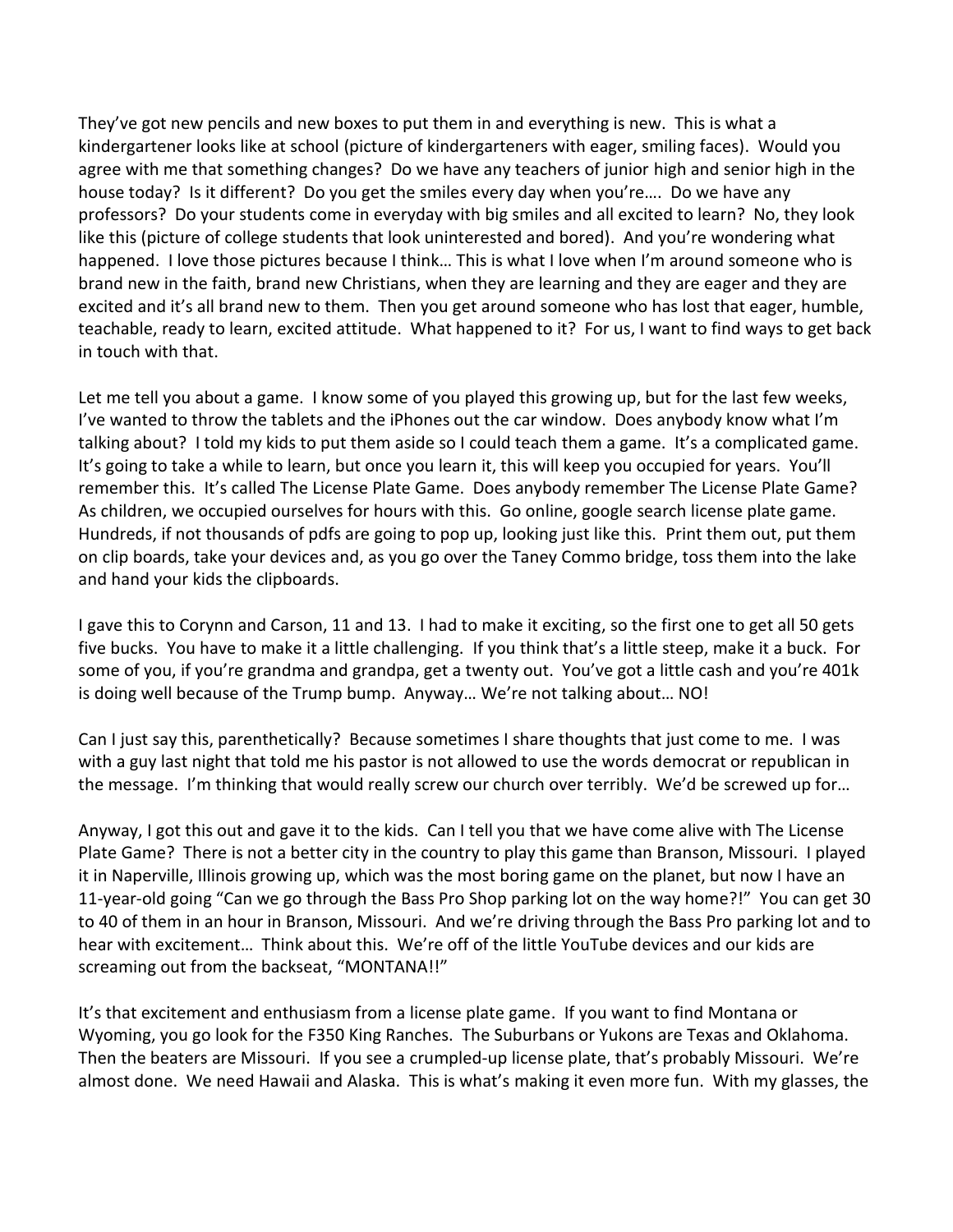They've got new pencils and new boxes to put them in and everything is new. This is what a kindergartener looks like at school (picture of kindergarteners with eager, smiling faces). Would you agree with me that something changes? Do we have any teachers of junior high and senior high in the house today? Is it different? Do you get the smiles every day when you're…. Do we have any professors? Do your students come in everyday with big smiles and all excited to learn? No, they look like this (picture of college students that look uninterested and bored). And you're wondering what happened. I love those pictures because I think… This is what I love when I'm around someone who is brand new in the faith, brand new Christians, when they are learning and they are eager and they are excited and it's all brand new to them. Then you get around someone who has lost that eager, humble, teachable, ready to learn, excited attitude. What happened to it? For us, I want to find ways to get back in touch with that.

Let me tell you about a game. I know some of you played this growing up, but for the last few weeks, I've wanted to throw the tablets and the iPhones out the car window. Does anybody know what I'm talking about? I told my kids to put them aside so I could teach them a game. It's a complicated game. It's going to take a while to learn, but once you learn it, this will keep you occupied for years. You'll remember this. It's called The License Plate Game. Does anybody remember The License Plate Game? As children, we occupied ourselves for hours with this. Go online, google search license plate game. Hundreds, if not thousands of pdfs are going to pop up, looking just like this. Print them out, put them on clip boards, take your devices and, as you go over the Taney Commo bridge, toss them into the lake and hand your kids the clipboards.

I gave this to Corynn and Carson, 11 and 13. I had to make it exciting, so the first one to get all 50 gets five bucks. You have to make it a little challenging. If you think that's a little steep, make it a buck. For some of you, if you're grandma and grandpa, get a twenty out. You've got a little cash and you're 401k is doing well because of the Trump bump. Anyway… We're not talking about… NO!

Can I just say this, parenthetically? Because sometimes I share thoughts that just come to me. I was with a guy last night that told me his pastor is not allowed to use the words democrat or republican in the message. I'm thinking that would really screw our church over terribly. We'd be screwed up for…

Anyway, I got this out and gave it to the kids. Can I tell you that we have come alive with The License Plate Game? There is not a better city in the country to play this game than Branson, Missouri. I played it in Naperville, Illinois growing up, which was the most boring game on the planet, but now I have an 11-year-old going "Can we go through the Bass Pro Shop parking lot on the way home?!" You can get 30 to 40 of them in an hour in Branson, Missouri. And we're driving through the Bass Pro parking lot and to hear with excitement… Think about this. We're off of the little YouTube devices and our kids are screaming out from the backseat, "MONTANA!!"

It's that excitement and enthusiasm from a license plate game. If you want to find Montana or Wyoming, you go look for the F350 King Ranches. The Suburbans or Yukons are Texas and Oklahoma. Then the beaters are Missouri. If you see a crumpled-up license plate, that's probably Missouri. We're almost done. We need Hawaii and Alaska. This is what's making it even more fun. With my glasses, the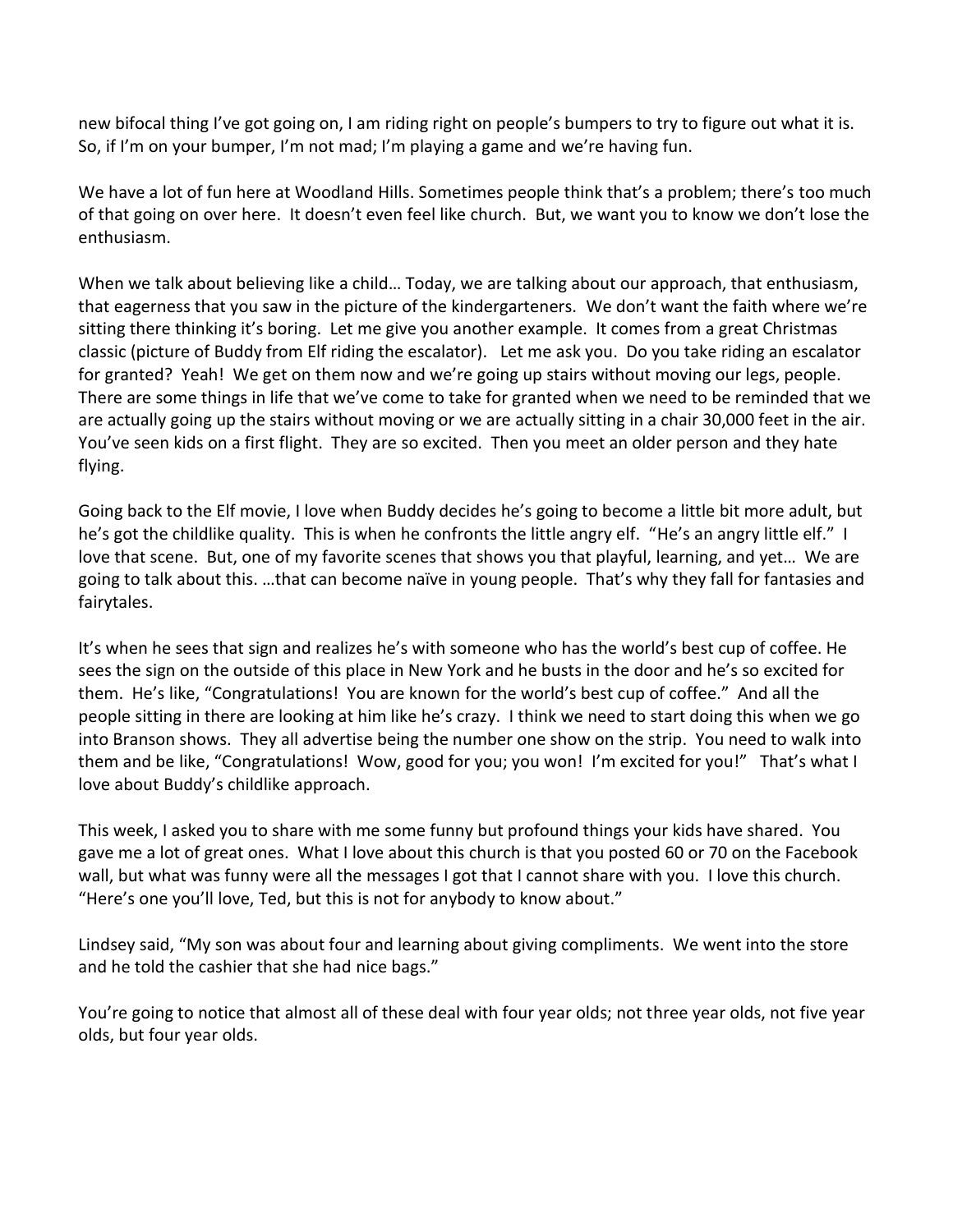new bifocal thing I've got going on, I am riding right on people's bumpers to try to figure out what it is. So, if I'm on your bumper, I'm not mad; I'm playing a game and we're having fun.

We have a lot of fun here at Woodland Hills. Sometimes people think that's a problem; there's too much of that going on over here. It doesn't even feel like church. But, we want you to know we don't lose the enthusiasm.

When we talk about believing like a child… Today, we are talking about our approach, that enthusiasm, that eagerness that you saw in the picture of the kindergarteners. We don't want the faith where we're sitting there thinking it's boring. Let me give you another example. It comes from a great Christmas classic (picture of Buddy from Elf riding the escalator). Let me ask you. Do you take riding an escalator for granted? Yeah! We get on them now and we're going up stairs without moving our legs, people. There are some things in life that we've come to take for granted when we need to be reminded that we are actually going up the stairs without moving or we are actually sitting in a chair 30,000 feet in the air. You've seen kids on a first flight. They are so excited. Then you meet an older person and they hate flying.

Going back to the Elf movie, I love when Buddy decides he's going to become a little bit more adult, but he's got the childlike quality. This is when he confronts the little angry elf. "He's an angry little elf." I love that scene. But, one of my favorite scenes that shows you that playful, learning, and yet… We are going to talk about this. …that can become naïve in young people. That's why they fall for fantasies and fairytales.

It's when he sees that sign and realizes he's with someone who has the world's best cup of coffee. He sees the sign on the outside of this place in New York and he busts in the door and he's so excited for them. He's like, "Congratulations! You are known for the world's best cup of coffee." And all the people sitting in there are looking at him like he's crazy. I think we need to start doing this when we go into Branson shows. They all advertise being the number one show on the strip. You need to walk into them and be like, "Congratulations! Wow, good for you; you won! I'm excited for you!" That's what I love about Buddy's childlike approach.

This week, I asked you to share with me some funny but profound things your kids have shared. You gave me a lot of great ones. What I love about this church is that you posted 60 or 70 on the Facebook wall, but what was funny were all the messages I got that I cannot share with you. I love this church. "Here's one you'll love, Ted, but this is not for anybody to know about."

Lindsey said, "My son was about four and learning about giving compliments. We went into the store and he told the cashier that she had nice bags."

You're going to notice that almost all of these deal with four year olds; not three year olds, not five year olds, but four year olds.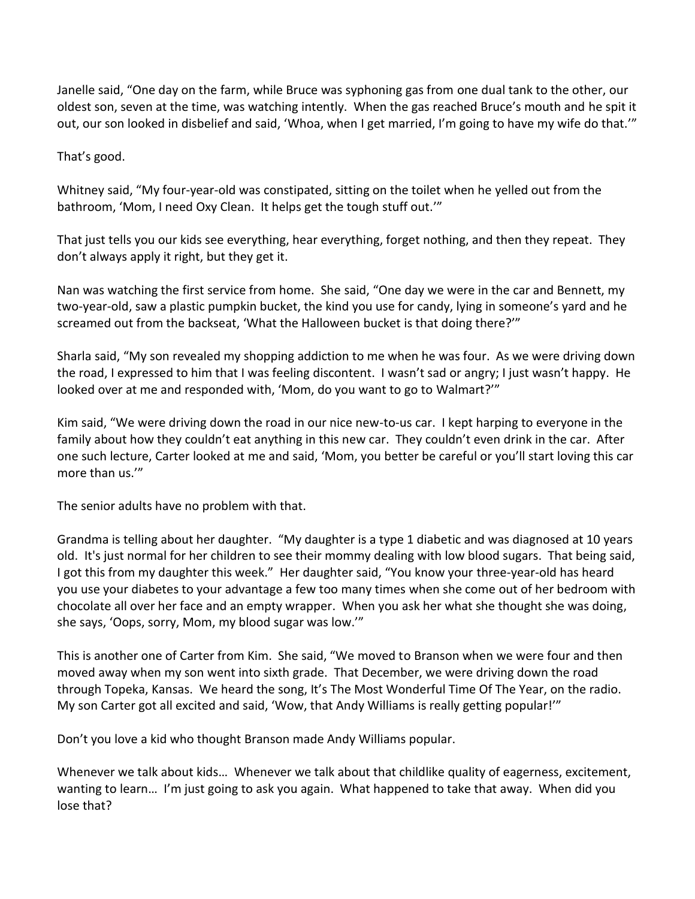Janelle said, "One day on the farm, while Bruce was syphoning gas from one dual tank to the other, our oldest son, seven at the time, was watching intently. When the gas reached Bruce's mouth and he spit it out, our son looked in disbelief and said, 'Whoa, when I get married, I'm going to have my wife do that.'"

That's good.

Whitney said, "My four-year-old was constipated, sitting on the toilet when he yelled out from the bathroom, 'Mom, I need Oxy Clean. It helps get the tough stuff out.'"

That just tells you our kids see everything, hear everything, forget nothing, and then they repeat. They don't always apply it right, but they get it.

Nan was watching the first service from home. She said, "One day we were in the car and Bennett, my two-year-old, saw a plastic pumpkin bucket, the kind you use for candy, lying in someone's yard and he screamed out from the backseat, 'What the Halloween bucket is that doing there?'"

Sharla said, "My son revealed my shopping addiction to me when he was four. As we were driving down the road, I expressed to him that I was feeling discontent. I wasn't sad or angry; I just wasn't happy. He looked over at me and responded with, 'Mom, do you want to go to Walmart?'"

Kim said, "We were driving down the road in our nice new-to-us car. I kept harping to everyone in the family about how they couldn't eat anything in this new car. They couldn't even drink in the car. After one such lecture, Carter looked at me and said, 'Mom, you better be careful or you'll start loving this car more than us.'"

The senior adults have no problem with that.

Grandma is telling about her daughter. "My daughter is a type 1 diabetic and was diagnosed at 10 years old. It's just normal for her children to see their mommy dealing with low blood sugars. That being said, I got this from my daughter this week." Her daughter said, "You know your three-year-old has heard you use your diabetes to your advantage a few too many times when she come out of her bedroom with chocolate all over her face and an empty wrapper. When you ask her what she thought she was doing, she says, 'Oops, sorry, Mom, my blood sugar was low.'"

This is another one of Carter from Kim. She said, "We moved to Branson when we were four and then moved away when my son went into sixth grade. That December, we were driving down the road through Topeka, Kansas. We heard the song, It's The Most Wonderful Time Of The Year, on the radio. My son Carter got all excited and said, 'Wow, that Andy Williams is really getting popular!'"

Don't you love a kid who thought Branson made Andy Williams popular.

Whenever we talk about kids… Whenever we talk about that childlike quality of eagerness, excitement, wanting to learn… I'm just going to ask you again. What happened to take that away. When did you lose that?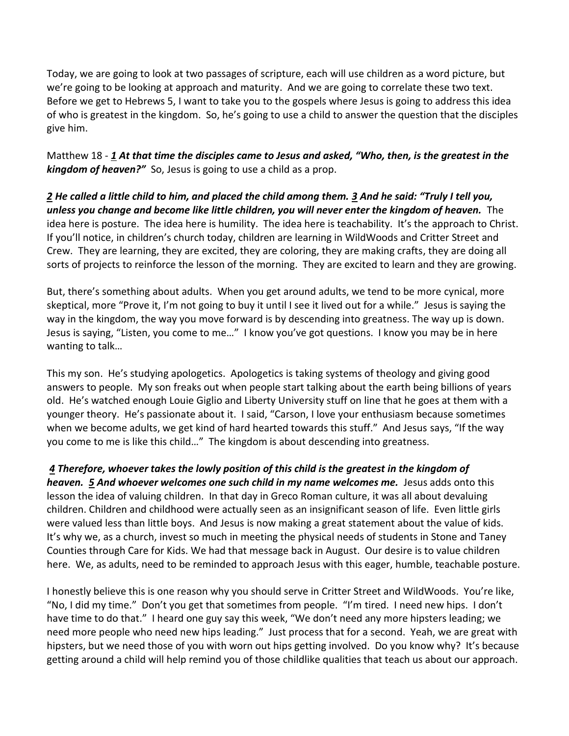Today, we are going to look at two passages of scripture, each will use children as a word picture, but we're going to be looking at approach and maturity. And we are going to correlate these two text. Before we get to Hebrews 5, I want to take you to the gospels where Jesus is going to address this idea of who is greatest in the kingdom. So, he's going to use a child to answer the question that the disciples give him.

Matthew 18 - ***1 At that time the disciples came to Jesus and asked, "Who, then, is the greatest in the kingdom of heaven?"*** So, Jesus is going to use a child as a prop.

***2 He called a little child to him, and placed the child among them. 3 And he said: "Truly I tell you, unless you change and become like little children, you will never enter the kingdom of heaven.*** The idea here is posture. The idea here is humility. The idea here is teachability. It's the approach to Christ. If you'll notice, in children's church today, children are learning in WildWoods and Critter Street and Crew. They are learning, they are excited, they are coloring, they are making crafts, they are doing all sorts of projects to reinforce the lesson of the morning. They are excited to learn and they are growing.

But, there's something about adults. When you get around adults, we tend to be more cynical, more skeptical, more "Prove it, I'm not going to buy it until I see it lived out for a while." Jesus is saying the way in the kingdom, the way you move forward is by descending into greatness. The way up is down. Jesus is saying, "Listen, you come to me…" I know you've got questions. I know you may be in here wanting to talk…

This my son. He's studying apologetics. Apologetics is taking systems of theology and giving good answers to people. My son freaks out when people start talking about the earth being billions of years old. He's watched enough Louie Giglio and Liberty University stuff on line that he goes at them with a younger theory. He's passionate about it. I said, "Carson, I love your enthusiasm because sometimes when we become adults, we get kind of hard hearted towards this stuff." And Jesus says, "If the way you come to me is like this child…" The kingdom is about descending into greatness.

***4 Therefore, whoever takes the lowly position of this child is the greatest in the kingdom of heaven. 5 And whoever welcomes one such child in my name welcomes me.*** Jesus adds onto this lesson the idea of valuing children. In that day in Greco Roman culture, it was all about devaluing children. Children and childhood were actually seen as an insignificant season of life. Even little girls were valued less than little boys. And Jesus is now making a great statement about the value of kids. It's why we, as a church, invest so much in meeting the physical needs of students in Stone and Taney Counties through Care for Kids. We had that message back in August. Our desire is to value children here. We, as adults, need to be reminded to approach Jesus with this eager, humble, teachable posture.

I honestly believe this is one reason why you should serve in Critter Street and WildWoods. You're like, "No, I did my time." Don't you get that sometimes from people. "I'm tired. I need new hips. I don't have time to do that." I heard one guy say this week, "We don't need any more hipsters leading; we need more people who need new hips leading." Just process that for a second. Yeah, we are great with hipsters, but we need those of you with worn out hips getting involved. Do you know why? It's because getting around a child will help remind you of those childlike qualities that teach us about our approach.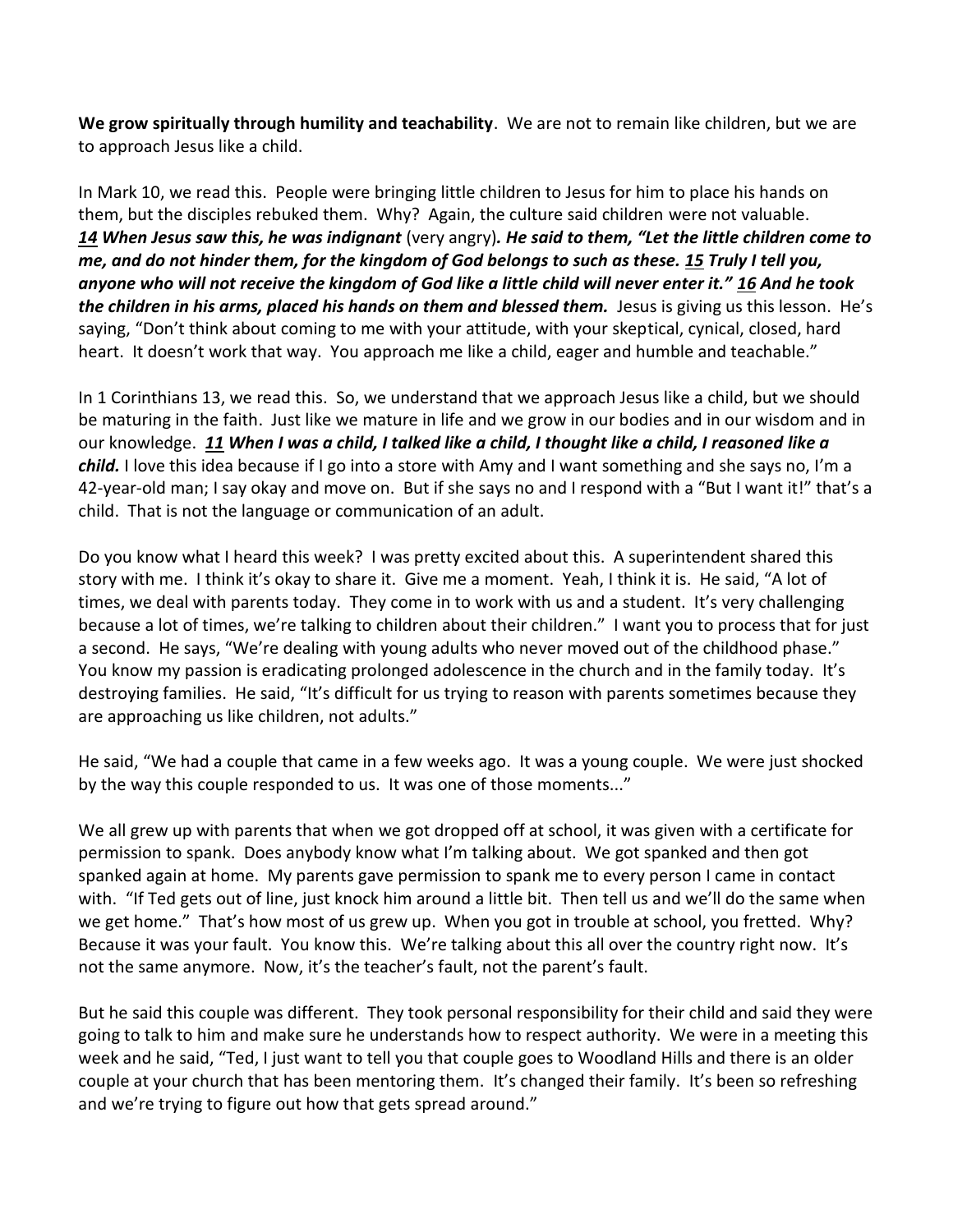**We grow spiritually through humility and teachability**. We are not to remain like children, but we are to approach Jesus like a child.

In Mark 10, we read this. People were bringing little children to Jesus for him to place his hands on them, but the disciples rebuked them. Why? Again, the culture said children were not valuable. ***14 When Jesus saw this, he was indignant*** (very angry)***. He said to them, "Let the little children come to me, and do not hinder them, for the kingdom of God belongs to such as these. 15 Truly I tell you, anyone who will not receive the kingdom of God like a little child will never enter it." 16 And he took the children in his arms, placed his hands on them and blessed them.*** Jesus is giving us this lesson. He's saying, "Don't think about coming to me with your attitude, with your skeptical, cynical, closed, hard heart. It doesn't work that way. You approach me like a child, eager and humble and teachable."

In 1 Corinthians 13, we read this. So, we understand that we approach Jesus like a child, but we should be maturing in the faith. Just like we mature in life and we grow in our bodies and in our wisdom and in our knowledge. ***11 When I was a child, I talked like a child, I thought like a child, I reasoned like a child.*** I love this idea because if I go into a store with Amy and I want something and she says no, I'm a 42-year-old man; I say okay and move on. But if she says no and I respond with a "But I want it!" that's a child. That is not the language or communication of an adult.

Do you know what I heard this week? I was pretty excited about this. A superintendent shared this story with me. I think it's okay to share it. Give me a moment. Yeah, I think it is. He said, "A lot of times, we deal with parents today. They come in to work with us and a student. It's very challenging because a lot of times, we're talking to children about their children." I want you to process that for just a second. He says, "We're dealing with young adults who never moved out of the childhood phase." You know my passion is eradicating prolonged adolescence in the church and in the family today. It's destroying families. He said, "It's difficult for us trying to reason with parents sometimes because they are approaching us like children, not adults."

He said, "We had a couple that came in a few weeks ago. It was a young couple. We were just shocked by the way this couple responded to us. It was one of those moments..."

We all grew up with parents that when we got dropped off at school, it was given with a certificate for permission to spank. Does anybody know what I'm talking about. We got spanked and then got spanked again at home. My parents gave permission to spank me to every person I came in contact with. "If Ted gets out of line, just knock him around a little bit. Then tell us and we'll do the same when we get home." That's how most of us grew up. When you got in trouble at school, you fretted. Why? Because it was your fault. You know this. We're talking about this all over the country right now. It's not the same anymore. Now, it's the teacher's fault, not the parent's fault.

But he said this couple was different. They took personal responsibility for their child and said they were going to talk to him and make sure he understands how to respect authority. We were in a meeting this week and he said, "Ted, I just want to tell you that couple goes to Woodland Hills and there is an older couple at your church that has been mentoring them. It's changed their family. It's been so refreshing and we're trying to figure out how that gets spread around."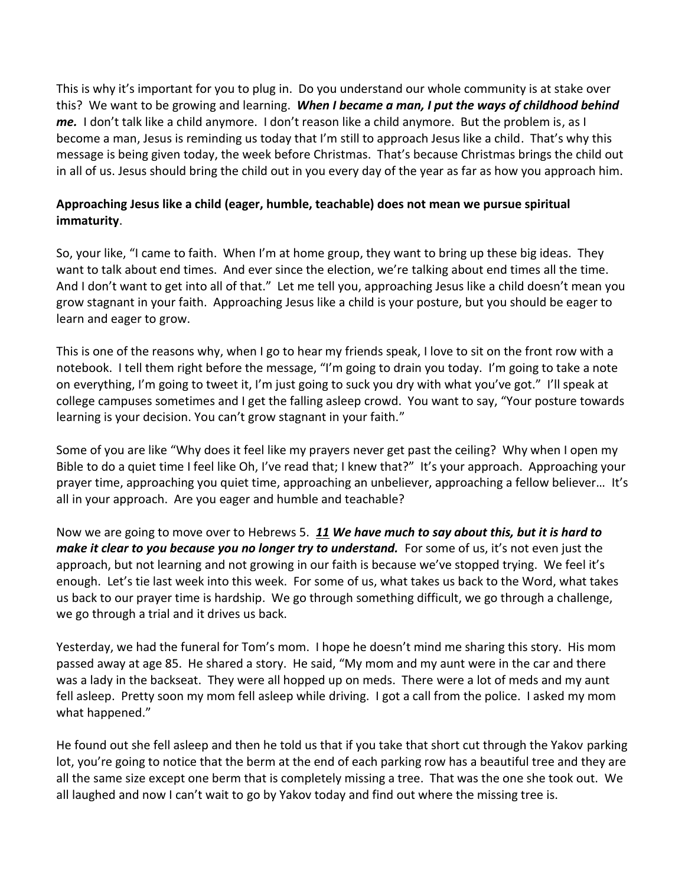This is why it's important for you to plug in. Do you understand our whole community is at stake over this? We want to be growing and learning. ***When I became a man, I put the ways of childhood behind me.*** I don't talk like a child anymore. I don't reason like a child anymore. But the problem is, as I become a man, Jesus is reminding us today that I'm still to approach Jesus like a child. That's why this message is being given today, the week before Christmas. That's because Christmas brings the child out in all of us. Jesus should bring the child out in you every day of the year as far as how you approach him.

**Approaching Jesus like a child (eager, humble, teachable) does not mean we pursue spiritual immaturity**.

So, your like, "I came to faith. When I'm at home group, they want to bring up these big ideas. They want to talk about end times. And ever since the election, we're talking about end times all the time. And I don't want to get into all of that." Let me tell you, approaching Jesus like a child doesn't mean you grow stagnant in your faith. Approaching Jesus like a child is your posture, but you should be eager to learn and eager to grow.

This is one of the reasons why, when I go to hear my friends speak, I love to sit on the front row with a notebook. I tell them right before the message, "I'm going to drain you today. I'm going to take a note on everything, I'm going to tweet it, I'm just going to suck you dry with what you've got." I'll speak at college campuses sometimes and I get the falling asleep crowd. You want to say, "Your posture towards learning is your decision. You can't grow stagnant in your faith."

Some of you are like "Why does it feel like my prayers never get past the ceiling? Why when I open my Bible to do a quiet time I feel like Oh, I've read that; I knew that?" It's your approach. Approaching your prayer time, approaching you quiet time, approaching an unbeliever, approaching a fellow believer… It's all in your approach. Are you eager and humble and teachable?

Now we are going to move over to Hebrews 5. ***<u>11</u> We have much to say about this, but it is hard to make it clear to you because you no longer try to understand.*** For some of us, it's not even just the approach, but not learning and not growing in our faith is because we've stopped trying. We feel it's enough. Let's tie last week into this week. For some of us, what takes us back to the Word, what takes us back to our prayer time is hardship. We go through something difficult, we go through a challenge, we go through a trial and it drives us back.

Yesterday, we had the funeral for Tom's mom. I hope he doesn't mind me sharing this story. His mom passed away at age 85. He shared a story. He said, "My mom and my aunt were in the car and there was a lady in the backseat. They were all hopped up on meds. There were a lot of meds and my aunt fell asleep. Pretty soon my mom fell asleep while driving. I got a call from the police. I asked my mom what happened."

He found out she fell asleep and then he told us that if you take that short cut through the Yakov parking lot, you're going to notice that the berm at the end of each parking row has a beautiful tree and they are all the same size except one berm that is completely missing a tree. That was the one she took out. We all laughed and now I can't wait to go by Yakov today and find out where the missing tree is.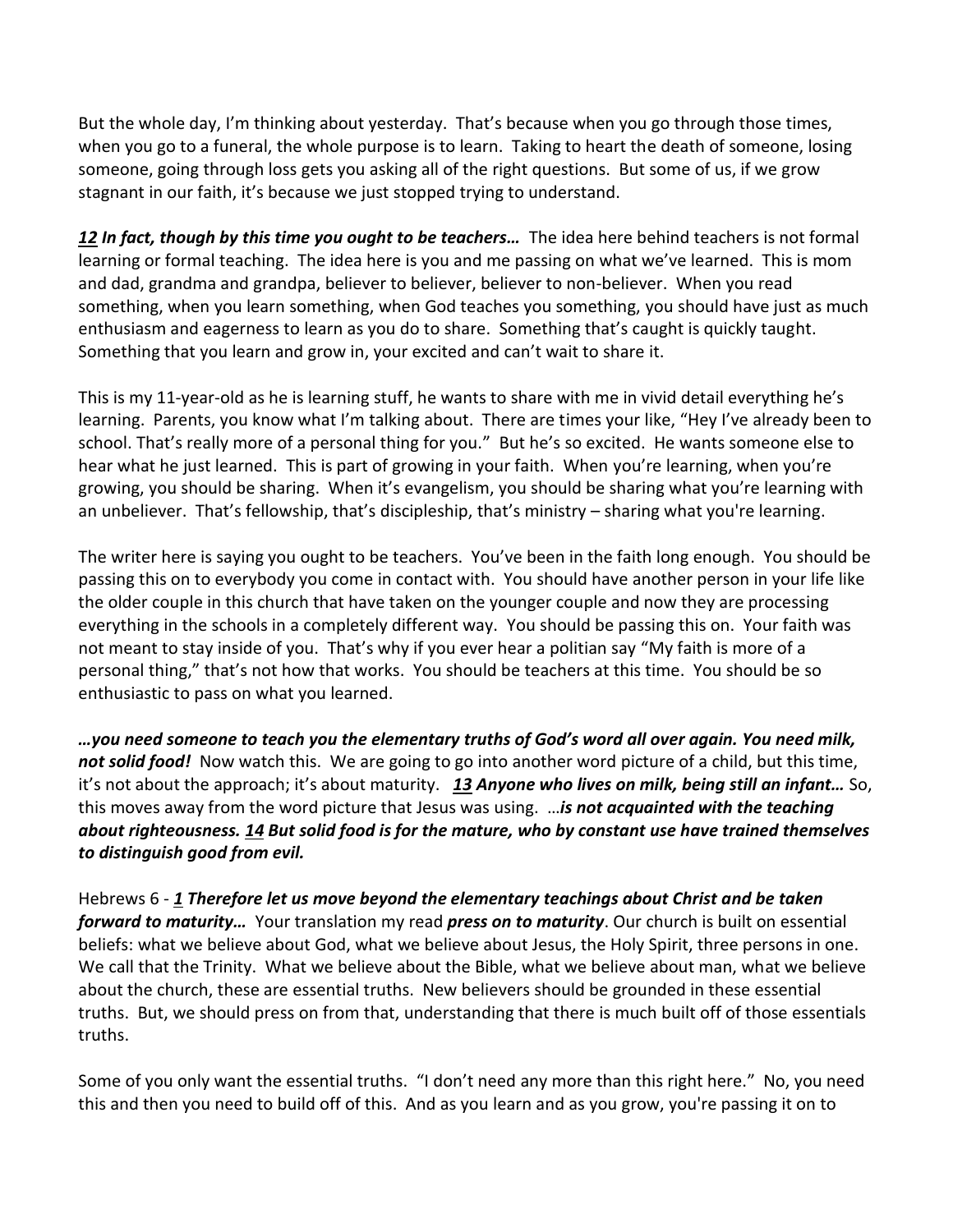But the whole day, I'm thinking about yesterday. That's because when you go through those times, when you go to a funeral, the whole purpose is to learn. Taking to heart the death of someone, losing someone, going through loss gets you asking all of the right questions. But some of us, if we grow stagnant in our faith, it's because we just stopped trying to understand.

***12 In fact, though by this time you ought to be teachers…*** The idea here behind teachers is not formal learning or formal teaching. The idea here is you and me passing on what we've learned. This is mom and dad, grandma and grandpa, believer to believer, believer to non-believer. When you read something, when you learn something, when God teaches you something, you should have just as much enthusiasm and eagerness to learn as you do to share. Something that's caught is quickly taught. Something that you learn and grow in, your excited and can't wait to share it.

This is my 11-year-old as he is learning stuff, he wants to share with me in vivid detail everything he's learning. Parents, you know what I'm talking about. There are times your like, "Hey I've already been to school. That's really more of a personal thing for you." But he's so excited. He wants someone else to hear what he just learned. This is part of growing in your faith. When you're learning, when you're growing, you should be sharing. When it's evangelism, you should be sharing what you're learning with an unbeliever. That's fellowship, that's discipleship, that's ministry – sharing what you're learning.

The writer here is saying you ought to be teachers. You've been in the faith long enough. You should be passing this on to everybody you come in contact with. You should have another person in your life like the older couple in this church that have taken on the younger couple and now they are processing everything in the schools in a completely different way. You should be passing this on. Your faith was not meant to stay inside of you. That's why if you ever hear a politian say "My faith is more of a personal thing," that's not how that works. You should be teachers at this time. You should be so enthusiastic to pass on what you learned.

***…you need someone to teach you the elementary truths of God's word all over again. You need milk, not solid food!*** Now watch this. We are going to go into another word picture of a child, but this time, it's not about the approach; it's about maturity. ***13 Anyone who lives on milk, being still an infant…*** So, this moves away from the word picture that Jesus was using. ***…is not acquainted with the teaching about righteousness. 14 But solid food is for the mature, who by constant use have trained themselves to distinguish good from evil.***

Hebrews 6 - ***1 Therefore let us move beyond the elementary teachings about Christ and be taken forward to maturity…*** Your translation my read ***press on to maturity***. Our church is built on essential beliefs: what we believe about God, what we believe about Jesus, the Holy Spirit, three persons in one. We call that the Trinity. What we believe about the Bible, what we believe about man, what we believe about the church, these are essential truths. New believers should be grounded in these essential truths. But, we should press on from that, understanding that there is much built off of those essentials truths.

Some of you only want the essential truths. "I don't need any more than this right here." No, you need this and then you need to build off of this. And as you learn and as you grow, you're passing it on to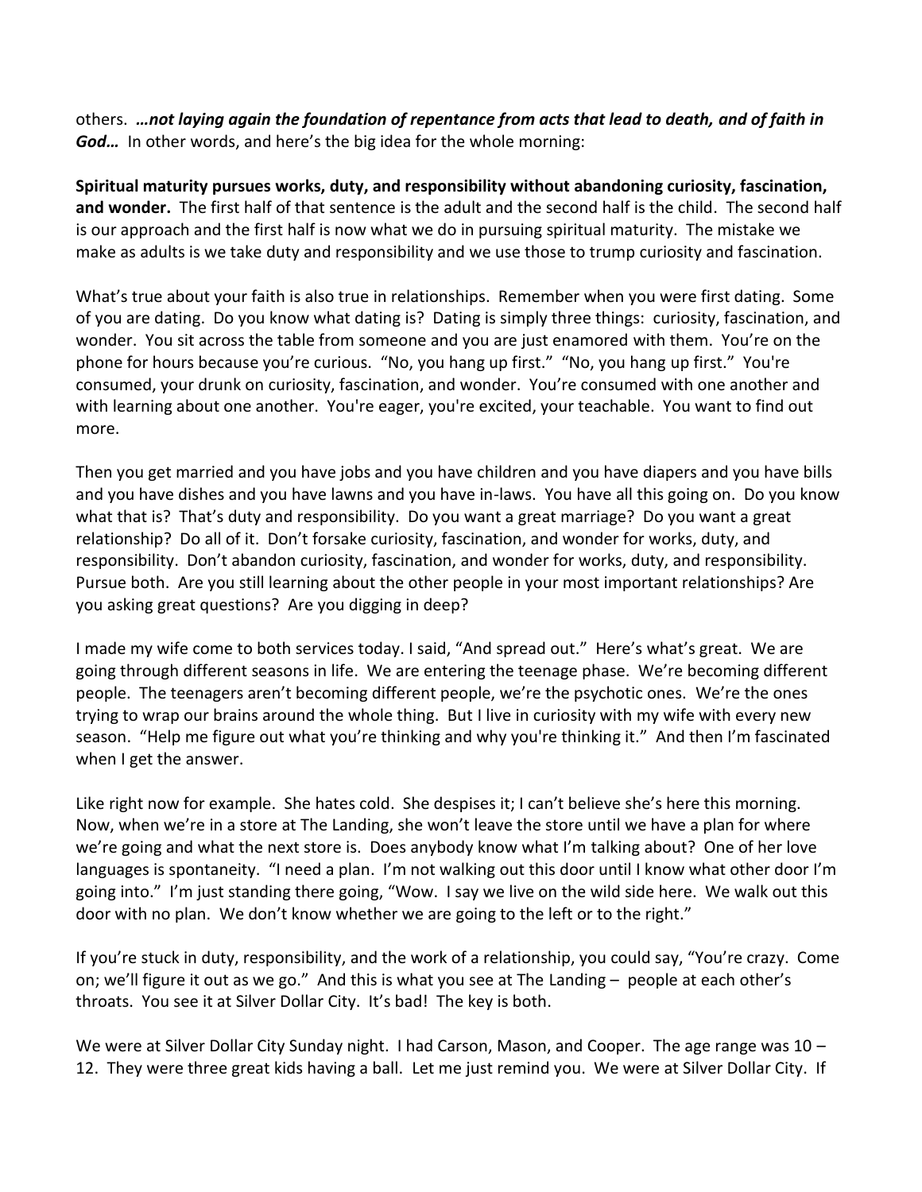others. ***…not laying again the foundation of repentance from acts that lead to death, and of faith in God…*** In other words, and here's the big idea for the whole morning:

**Spiritual maturity pursues works, duty, and responsibility without abandoning curiosity, fascination, and wonder.** The first half of that sentence is the adult and the second half is the child. The second half is our approach and the first half is now what we do in pursuing spiritual maturity. The mistake we make as adults is we take duty and responsibility and we use those to trump curiosity and fascination.

What's true about your faith is also true in relationships. Remember when you were first dating. Some of you are dating. Do you know what dating is? Dating is simply three things: curiosity, fascination, and wonder. You sit across the table from someone and you are just enamored with them. You're on the phone for hours because you're curious. "No, you hang up first." "No, you hang up first." You're consumed, your drunk on curiosity, fascination, and wonder. You're consumed with one another and with learning about one another. You're eager, you're excited, your teachable. You want to find out more.

Then you get married and you have jobs and you have children and you have diapers and you have bills and you have dishes and you have lawns and you have in-laws. You have all this going on. Do you know what that is? That's duty and responsibility. Do you want a great marriage? Do you want a great relationship? Do all of it. Don't forsake curiosity, fascination, and wonder for works, duty, and responsibility. Don't abandon curiosity, fascination, and wonder for works, duty, and responsibility. Pursue both. Are you still learning about the other people in your most important relationships? Are you asking great questions? Are you digging in deep?

I made my wife come to both services today. I said, "And spread out." Here's what's great. We are going through different seasons in life. We are entering the teenage phase. We're becoming different people. The teenagers aren't becoming different people, we're the psychotic ones. We're the ones trying to wrap our brains around the whole thing. But I live in curiosity with my wife with every new season. "Help me figure out what you're thinking and why you're thinking it." And then I'm fascinated when I get the answer.

Like right now for example. She hates cold. She despises it; I can't believe she's here this morning. Now, when we're in a store at The Landing, she won't leave the store until we have a plan for where we're going and what the next store is. Does anybody know what I'm talking about? One of her love languages is spontaneity. "I need a plan. I'm not walking out this door until I know what other door I'm going into." I'm just standing there going, "Wow. I say we live on the wild side here. We walk out this door with no plan. We don't know whether we are going to the left or to the right."

If you're stuck in duty, responsibility, and the work of a relationship, you could say, "You're crazy. Come on; we'll figure it out as we go." And this is what you see at The Landing – people at each other's throats. You see it at Silver Dollar City. It's bad! The key is both.

We were at Silver Dollar City Sunday night. I had Carson, Mason, and Cooper. The age range was 10 – 12. They were three great kids having a ball. Let me just remind you. We were at Silver Dollar City. If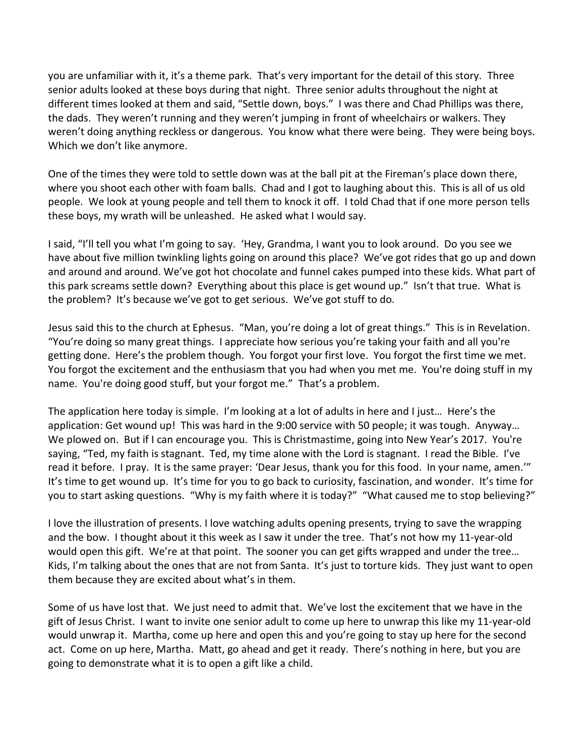you are unfamiliar with it, it's a theme park. That's very important for the detail of this story. Three senior adults looked at these boys during that night. Three senior adults throughout the night at different times looked at them and said, "Settle down, boys." I was there and Chad Phillips was there, the dads. They weren't running and they weren't jumping in front of wheelchairs or walkers. They weren't doing anything reckless or dangerous. You know what there were being. They were being boys. Which we don't like anymore.

One of the times they were told to settle down was at the ball pit at the Fireman's place down there, where you shoot each other with foam balls. Chad and I got to laughing about this. This is all of us old people. We look at young people and tell them to knock it off. I told Chad that if one more person tells these boys, my wrath will be unleashed. He asked what I would say.

I said, "I'll tell you what I'm going to say. 'Hey, Grandma, I want you to look around. Do you see we have about five million twinkling lights going on around this place? We've got rides that go up and down and around and around. We've got hot chocolate and funnel cakes pumped into these kids. What part of this park screams settle down? Everything about this place is get wound up." Isn't that true. What is the problem? It's because we've got to get serious. We've got stuff to do.

Jesus said this to the church at Ephesus. "Man, you're doing a lot of great things." This is in Revelation. "You're doing so many great things. I appreciate how serious you're taking your faith and all you're getting done. Here's the problem though. You forgot your first love. You forgot the first time we met. You forgot the excitement and the enthusiasm that you had when you met me. You're doing stuff in my name. You're doing good stuff, but your forgot me." That's a problem.

The application here today is simple. I'm looking at a lot of adults in here and I just… Here's the application: Get wound up! This was hard in the 9:00 service with 50 people; it was tough. Anyway… We plowed on. But if I can encourage you. This is Christmastime, going into New Year's 2017. You're saying, "Ted, my faith is stagnant. Ted, my time alone with the Lord is stagnant. I read the Bible. I've read it before. I pray. It is the same prayer: 'Dear Jesus, thank you for this food. In your name, amen.'" It's time to get wound up. It's time for you to go back to curiosity, fascination, and wonder. It's time for you to start asking questions. "Why is my faith where it is today?" "What caused me to stop believing?"

I love the illustration of presents. I love watching adults opening presents, trying to save the wrapping and the bow. I thought about it this week as I saw it under the tree. That's not how my 11-year-old would open this gift. We're at that point. The sooner you can get gifts wrapped and under the tree… Kids, I'm talking about the ones that are not from Santa. It's just to torture kids. They just want to open them because they are excited about what's in them.

Some of us have lost that. We just need to admit that. We've lost the excitement that we have in the gift of Jesus Christ. I want to invite one senior adult to come up here to unwrap this like my 11-year-old would unwrap it. Martha, come up here and open this and you're going to stay up here for the second act. Come on up here, Martha. Matt, go ahead and get it ready. There's nothing in here, but you are going to demonstrate what it is to open a gift like a child.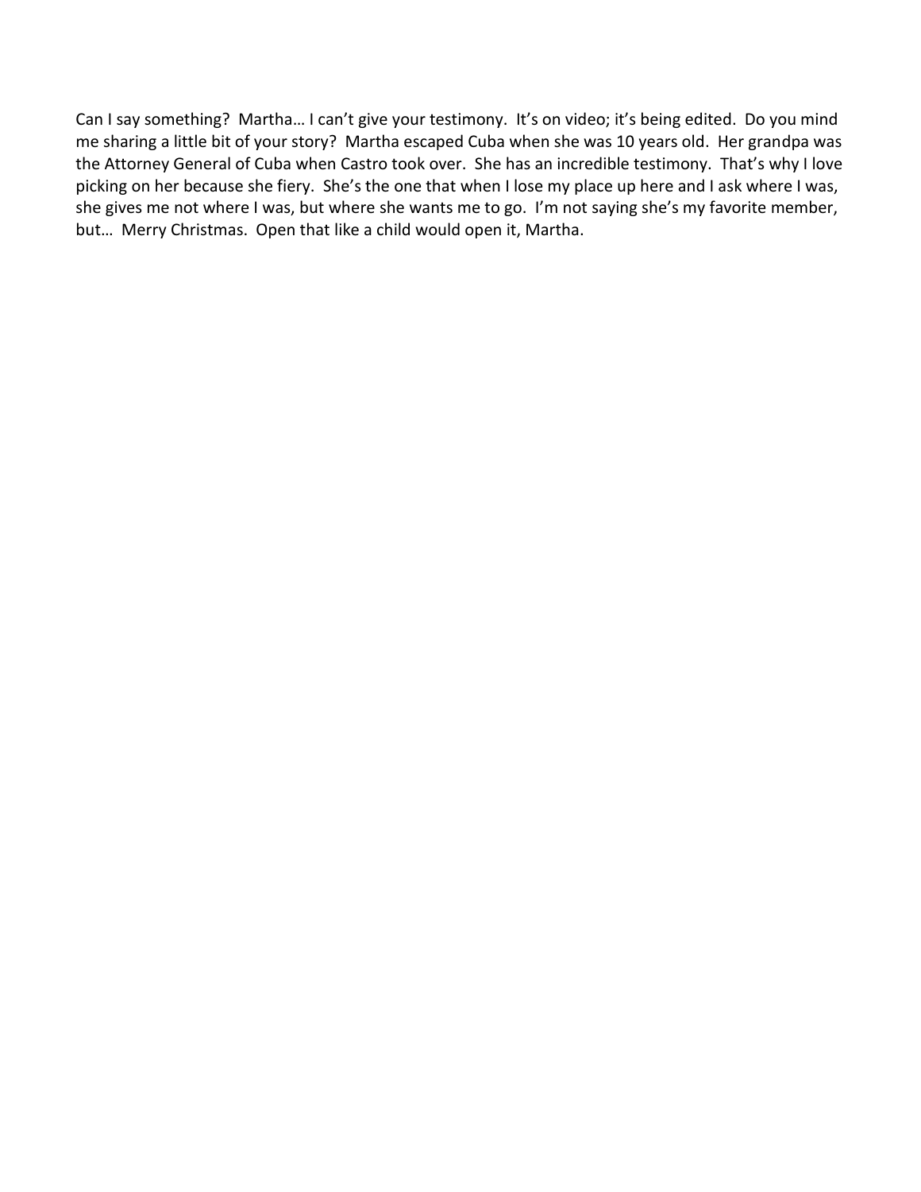Can I say something? Martha… I can't give your testimony. It's on video; it's being edited. Do you mind me sharing a little bit of your story? Martha escaped Cuba when she was 10 years old. Her grandpa was the Attorney General of Cuba when Castro took over. She has an incredible testimony. That's why I love picking on her because she fiery. She's the one that when I lose my place up here and I ask where I was, she gives me not where I was, but where she wants me to go. I'm not saying she's my favorite member, but… Merry Christmas. Open that like a child would open it, Martha.